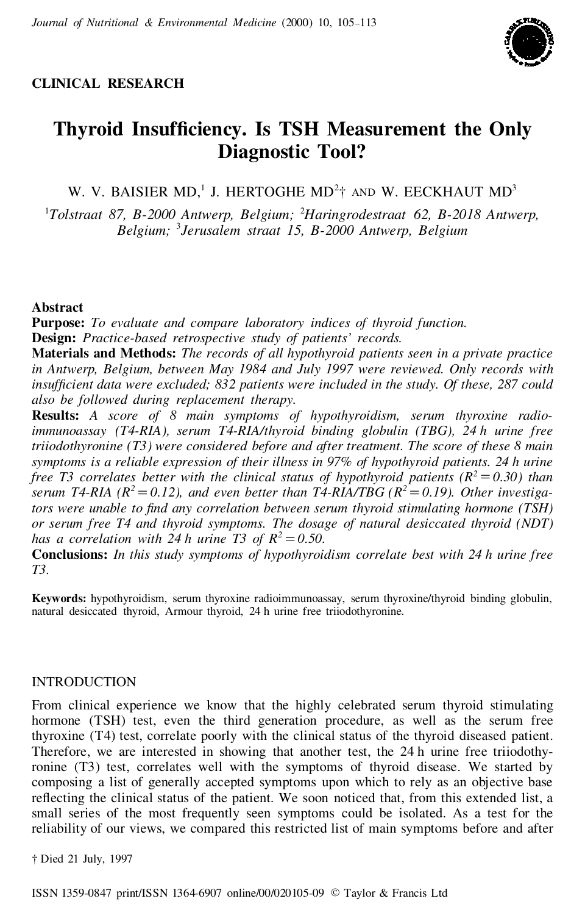CLINICAL RESEARCH

# Thyroid Insufficiency. Is TSH Measurement the Only Diagnostic Tool?

W. V. BAISIER MD,[1] J. HERTOGHE MD[2]† AND W. EECKHAUT MD[3]

[1]*Tolstraat 87, B-2000 Antwerp, Belgium;* [2]*Haringrodestraat 62, B-2018 Antwerp, Belgium;* [3]*Jerusalem straat 15, B-2000 Antwerp, Belgium*

## Abstract

**Purpose:** *To evaluate and compare laboratory indices of thyroid function.*

**Design:** *Practice-based retrospective study of patients' records.*

**Materials and Methods:** *The records of all hypothyroid patients seen in a private practice in Antwerp, Belgium, between May 1984 and July 1997 were reviewed. Only records with insufficient data were excluded; 832 patients were included in the study. Of these, 287 could also be followed during replacement therapy.*

**Results:** *A score of 8 main symptoms of hypothyroidism, serum thyroxine radioimmunoassay (T4-RIA), serum T4-RIA/thyroid binding globulin (TBG), 24 h urine free triiodothyronine (T3) were considered before and after treatment. The score of these 8 main symptoms is a reliable expression of their illness in 97% of hypothyroid patients. 24 h urine free T3 correlates better with the clinical status of hypothyroid patients ($R^2 = 0.30$) than serum T4-RIA ($R^2 = 0.12$), and even better than T4-RIA/TBG ($R^2 = 0.19$). Other investigators were unable to find any correlation between serum thyroid stimulating hormone (TSH) or serum free T4 and thyroid symptoms. The dosage of natural desiccated thyroid (NDT) has a correlation with 24 h urine T3 of $R^2 = 0.50$.*

**Conclusions:** *In this study symptoms of hypothyroidism correlate best with 24 h urine free T3.*

**Keywords:** hypothyroidism, serum thyroxine radioimmunoassay, serum thyroxine/thyroid binding globulin, natural desiccated thyroid, Armour thyroid, 24 h urine free triiodothyronine.

## INTRODUCTION

From clinical experience we know that the highly celebrated serum thyroid stimulating hormone (TSH) test, even the third generation procedure, as well as the serum free thyroxine (T4) test, correlate poorly with the clinical status of the thyroid diseased patient. Therefore, we are interested in showing that another test, the 24 h urine free triiodothyronine (T3) test, correlates well with the symptoms of thyroid disease. We started by composing a list of generally accepted symptoms upon which to rely as an objective base reflecting the clinical status of the patient. We soon noticed that, from this extended list, a small series of the most frequently seen symptoms could be isolated. As a test for the reliability of our views, we compared this restricted list of main symptoms before and after

† Died 21 July, 1997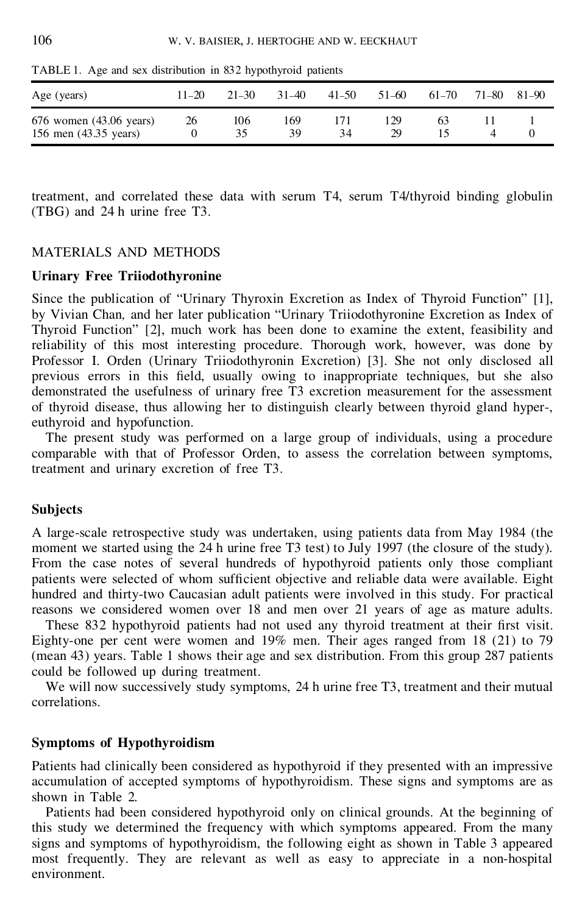TABLE 1. Age and sex distribution in 832 hypothyroid patients

| Age (years) | 11–20 | 21–30 | 31–40 | 41–50 | 51–60 | 61–70 | 71–80 | 81–90 |
|---|---|---|---|---|---|---|---|---|
| 676 women (43.06 years) | 26 | 106 | 169 | 171 | 129 | 63 | 11 | 1 |
| 156 men (43.35 years) | 0 | 35 | 39 | 34 | 29 | 15 | 4 | 0 |

treatment, and correlated these data with serum T4, serum T4/thyroid binding globulin (TBG) and 24 h urine free T3.

## MATERIALS AND METHODS

### Urinary Free Triiodothyronine

Since the publication of "Urinary Thyroxin Excretion as Index of Thyroid Function" [1], by Vivian Chan, and her later publication "Urinary Triiodothyronine Excretion as Index of Thyroid Function" [2], much work has been done to examine the extent, feasibility and reliability of this most interesting procedure. Thorough work, however, was done by Professor I. Orden (Urinary Triiodothyronin Excretion) [3]. She not only disclosed all previous errors in this field, usually owing to inappropriate techniques, but she also demonstrated the usefulness of urinary free T3 excretion measurement for the assessment of thyroid disease, thus allowing her to distinguish clearly between thyroid gland hyper-, euthyroid and hypofunction.

The present study was performed on a large group of individuals, using a procedure comparable with that of Professor Orden, to assess the correlation between symptoms, treatment and urinary excretion of free T3.

### Subjects

A large-scale retrospective study was undertaken, using patients data from May 1984 (the moment we started using the 24 h urine free T3 test) to July 1997 (the closure of the study). From the case notes of several hundreds of hypothyroid patients only those compliant patients were selected of whom sufficient objective and reliable data were available. Eight hundred and thirty-two Caucasian adult patients were involved in this study. For practical reasons we considered women over 18 and men over 21 years of age as mature adults.

These 832 hypothyroid patients had not used any thyroid treatment at their first visit. Eighty-one per cent were women and 19% men. Their ages ranged from 18 (21) to 79 (mean 43) years. Table 1 shows their age and sex distribution. From this group 287 patients could be followed up during treatment.

We will now successively study symptoms, 24 h urine free T3, treatment and their mutual correlations.

### Symptoms of Hypothyroidism

Patients had clinically been considered as hypothyroid if they presented with an impressive accumulation of accepted symptoms of hypothyroidism. These signs and symptoms are as shown in Table 2.

Patients had been considered hypothyroid only on clinical grounds. At the beginning of this study we determined the frequency with which symptoms appeared. From the many signs and symptoms of hypothyroidism, the following eight as shown in Table 3 appeared most frequently. They are relevant as well as easy to appreciate in a non-hospital environment.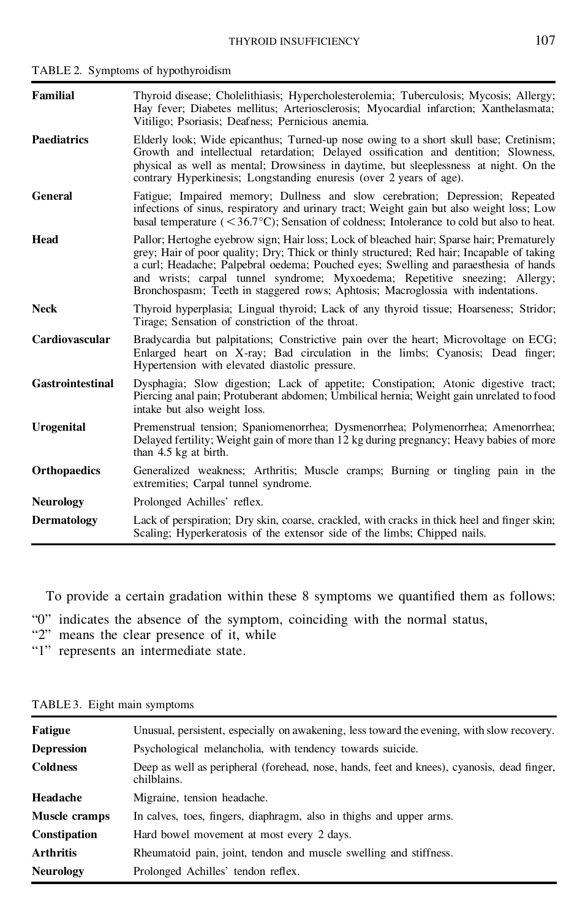TABLE 2. Symptoms of hypothyroidism

| | |
|---|---|
| **Familial** | Thyroid disease; Cholelithiasis; Hypercholesterolemia; Tuberculosis; Mycosis; Allergy; Hay fever; Diabetes mellitus; Arteriosclerosis; Myocardial infarction; Xanthelasmata; Vitiligo; Psoriasis; Deafness; Pernicious anemia. |
| **Paediatrics** | Elderly look; Wide epicanthus; Turned-up nose owing to a short skull base; Cretinism; Growth and intellectual retardation; Delayed ossification and dentition; Slowness, physical as well as mental; Drowsiness in daytime, but sleeplessness at night. On the contrary Hyperkinesis; Longstanding enuresis (over 2 years of age). |
| **General** | Fatigue; Impaired memory; Dullness and slow cerebration; Depression; Repeated infections of sinus, respiratory and urinary tract; Weight gain but also weight loss; Low basal temperature (<36.7°C); Sensation of coldness; Intolerance to cold but also to heat. |
| **Head** | Pallor; Hertoghe eyebrow sign; Hair loss; Lock of bleached hair; Sparse hair; Prematurely grey; Hair of poor quality; Dry; Thick or thinly structured; Red hair; Incapable of taking a curl; Headache; Palpebral oedema; Pouched eyes; Swelling and paraesthesia of hands and wrists; carpal tunnel syndrome; Myxoedema; Repetitive sneezing; Allergy; Bronchospasm; Teeth in staggered rows; Aphtosis; Macroglossia with indentations. |
| **Neck** | Thyroid hyperplasia; Lingual thyroid; Lack of any thyroid tissue; Hoarseness; Stridor; Tirage; Sensation of constriction of the throat. |
| **Cardiovascular** | Bradycardia but palpitations; Constrictive pain over the heart; Microvoltage on ECG; Enlarged heart on X-ray; Bad circulation in the limbs; Cyanosis; Dead finger; Hypertension with elevated diastolic pressure. |
| **Gastrointestinal** | Dysphagia; Slow digestion; Lack of appetite; Constipation; Atonic digestive tract; Piercing anal pain; Protuberant abdomen; Umbilical hernia; Weight gain unrelated to food intake but also weight loss. |
| **Urogenital** | Premenstrual tension; Spaniomenorrhea; Dysmenorrhea; Polymenorrhea; Amenorrhea; Delayed fertility; Weight gain of more than 12 kg during pregnancy; Heavy babies of more than 4.5 kg at birth. |
| **Orthopaedics** | Generalized weakness; Arthritis; Muscle cramps; Burning or tingling pain in the extremities; Carpal tunnel syndrome. |
| **Neurology** | Prolonged Achilles' reflex. |
| **Dermatology** | Lack of perspiration; Dry skin, coarse, crackled, with cracks in thick heel and finger skin; Scaling; Hyperkeratosis of the extensor side of the limbs; Chipped nails. |

To provide a certain gradation within these 8 symptoms we quantified them as follows:

"0" indicates the absence of the symptom, coinciding with the normal status,
"2" means the clear presence of it, while
"1" represents an intermediate state.

TABLE 3. Eight main symptoms

| | |
|---|---|
| **Fatigue** | Unusual, persistent, especially on awakening, less toward the evening, with slow recovery. |
| **Depression** | Psychological melancholia, with tendency towards suicide. |
| **Coldness** | Deep as well as peripheral (forehead, nose, hands, feet and knees), cyanosis, dead finger, chilblains. |
| **Headache** | Migraine, tension headache. |
| **Muscle cramps** | In calves, toes, fingers, diaphragm, also in thighs and upper arms. |
| **Constipation** | Hard bowel movement at most every 2 days. |
| **Arthritis** | Rheumatoid pain, joint, tendon and muscle swelling and stiffness. |
| **Neurology** | Prolonged Achilles' tendon reflex. |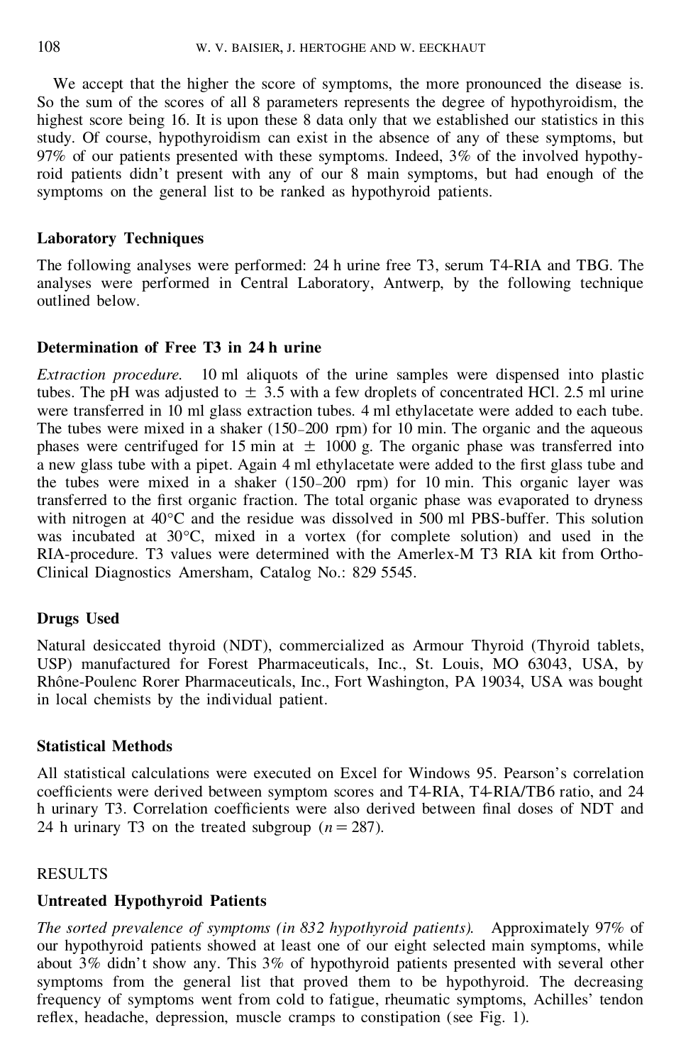We accept that the higher the score of symptoms, the more pronounced the disease is. So the sum of the scores of all 8 parameters represents the degree of hypothyroidism, the highest score being 16. It is upon these 8 data only that we established our statistics in this study. Of course, hypothyroidism can exist in the absence of any of these symptoms, but 97% of our patients presented with these symptoms. Indeed, 3% of the involved hypothyroid patients didn't present with any of our 8 main symptoms, but had enough of the symptoms on the general list to be ranked as hypothyroid patients.

### Laboratory Techniques

The following analyses were performed: 24 h urine free T3, serum T4-RIA and TBG. The analyses were performed in Central Laboratory, Antwerp, by the following technique outlined below.

### Determination of Free T3 in 24 h urine

*Extraction procedure.* 10 ml aliquots of the urine samples were dispensed into plastic tubes. The pH was adjusted to ± 3.5 with a few droplets of concentrated HCl. 2.5 ml urine were transferred in 10 ml glass extraction tubes. 4 ml ethylacetate were added to each tube. The tubes were mixed in a shaker (150–200 rpm) for 10 min. The organic and the aqueous phases were centrifuged for 15 min at ± 1000 g. The organic phase was transferred into a new glass tube with a pipet. Again 4 ml ethylacetate were added to the first glass tube and the tubes were mixed in a shaker (150–200 rpm) for 10 min. This organic layer was transferred to the first organic fraction. The total organic phase was evaporated to dryness with nitrogen at 40°C and the residue was dissolved in 500 ml PBS-buffer. This solution was incubated at 30°C, mixed in a vortex (for complete solution) and used in the RIA-procedure. T3 values were determined with the Amerlex-M T3 RIA kit from Ortho-Clinical Diagnostics Amersham, Catalog No.: 829 5545.

### Drugs Used

Natural desiccated thyroid (NDT), commercialized as Armour Thyroid (Thyroid tablets, USP) manufactured for Forest Pharmaceuticals, Inc., St. Louis, MO 63043, USA, by Rhône-Poulenc Rorer Pharmaceuticals, Inc., Fort Washington, PA 19034, USA was bought in local chemists by the individual patient.

### Statistical Methods

All statistical calculations were executed on Excel for Windows 95. Pearson's correlation coefficients were derived between symptom scores and T4-RIA, T4-RIA/TB6 ratio, and 24 h urinary T3. Correlation coefficients were also derived between final doses of NDT and 24 h urinary T3 on the treated subgroup ($n = 287$).

## RESULTS

### Untreated Hypothyroid Patients

*The sorted prevalence of symptoms (in 832 hypothyroid patients).* Approximately 97% of our hypothyroid patients showed at least one of our eight selected main symptoms, while about 3% didn't show any. This 3% of hypothyroid patients presented with several other symptoms from the general list that proved them to be hypothyroid. The decreasing frequency of symptoms went from cold to fatigue, rheumatic symptoms, Achilles' tendon reflex, headache, depression, muscle cramps to constipation (see Fig. 1).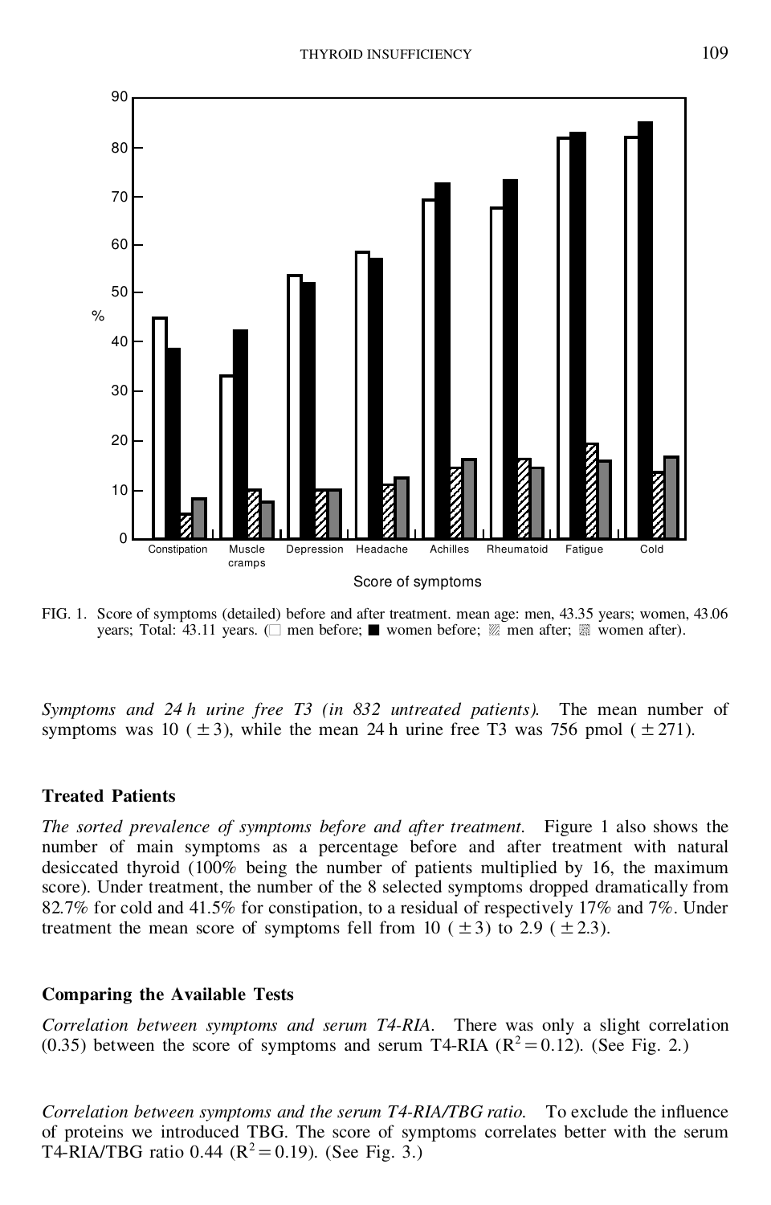FIG. 1. Score of symptoms (detailed) before and after treatment. mean age: men, 43.35 years; women, 43.06 years; Total: 43.11 years. (□ men before; ■ women before; ▨ men after; ▩ women after).

*Symptoms and 24 h urine free T3 (in 832 untreated patients).* The mean number of symptoms was 10 ($\pm 3$), while the mean 24 h urine free T3 was 756 pmol ($\pm 271$).

## Treated Patients

*The sorted prevalence of symptoms before and after treatment.* Figure 1 also shows the number of main symptoms as a percentage before and after treatment with natural desiccated thyroid (100% being the number of patients multiplied by 16, the maximum score). Under treatment, the number of the 8 selected symptoms dropped dramatically from 82.7% for cold and 41.5% for constipation, to a residual of respectively 17% and 7%. Under treatment the mean score of symptoms fell from 10 ($\pm 3$) to 2.9 ($\pm 2.3$).

## Comparing the Available Tests

*Correlation between symptoms and serum T4-RIA.* There was only a slight correlation (0.35) between the score of symptoms and serum T4-RIA ($R^2 = 0.12$). (See Fig. 2.)

*Correlation between symptoms and the serum T4-RIA/TBG ratio.* To exclude the influence of proteins we introduced TBG. The score of symptoms correlates better with the serum T4-RIA/TBG ratio 0.44 ($R^2 = 0.19$). (See Fig. 3.)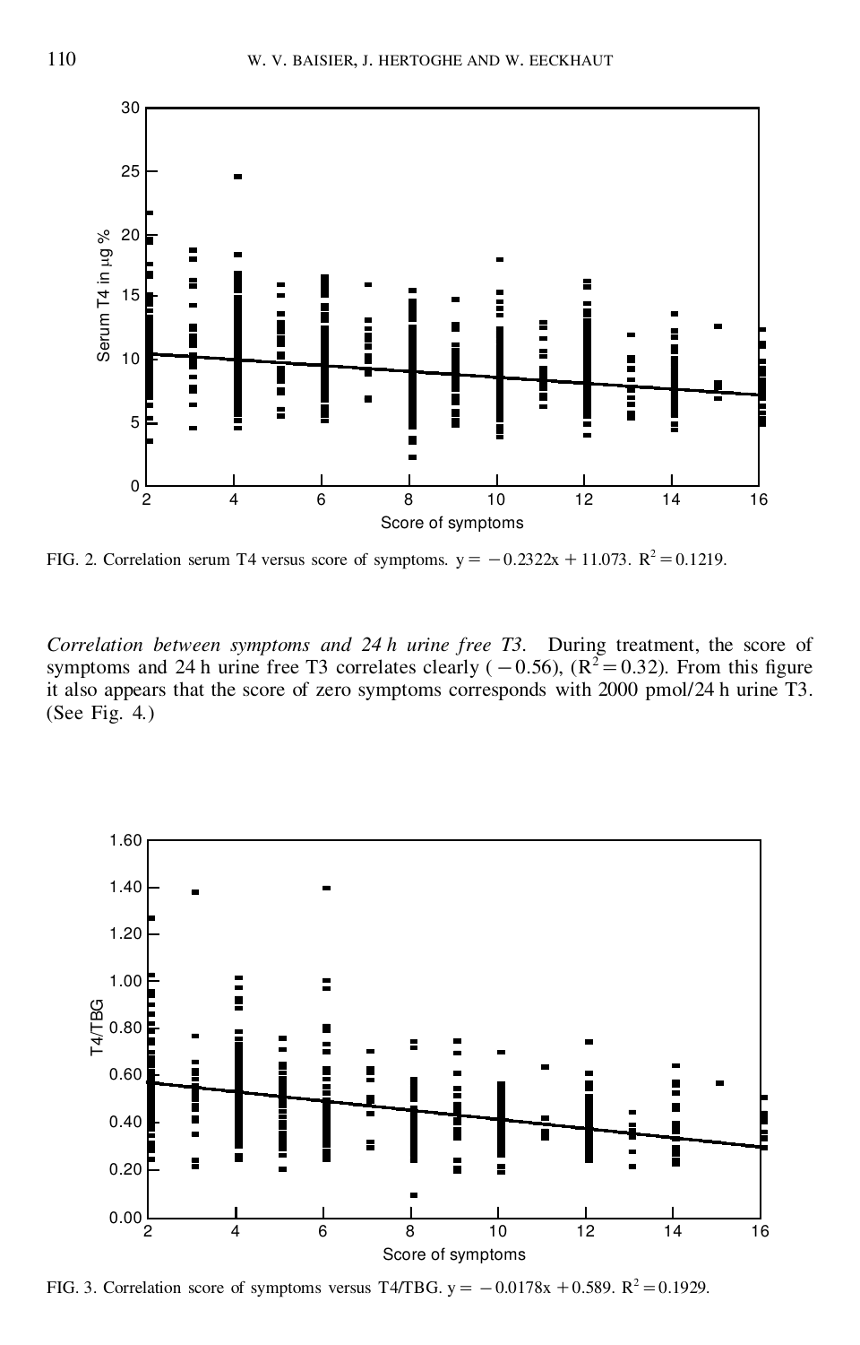FIG. 2. Correlation serum T4 versus score of symptoms. $y = -0.2322x + 11.073$. $R^2 = 0.1219$.

*Correlation between symptoms and 24 h urine free T3.* During treatment, the score of symptoms and 24 h urine free T3 correlates clearly ($-0.56$), ($R^2 = 0.32$). From this figure it also appears that the score of zero symptoms corresponds with 2000 pmol/24 h urine T3. (See Fig. 4.)

FIG. 3. Correlation score of symptoms versus T4/TBG. $y = -0.0178x + 0.589$. $R^2 = 0.1929$.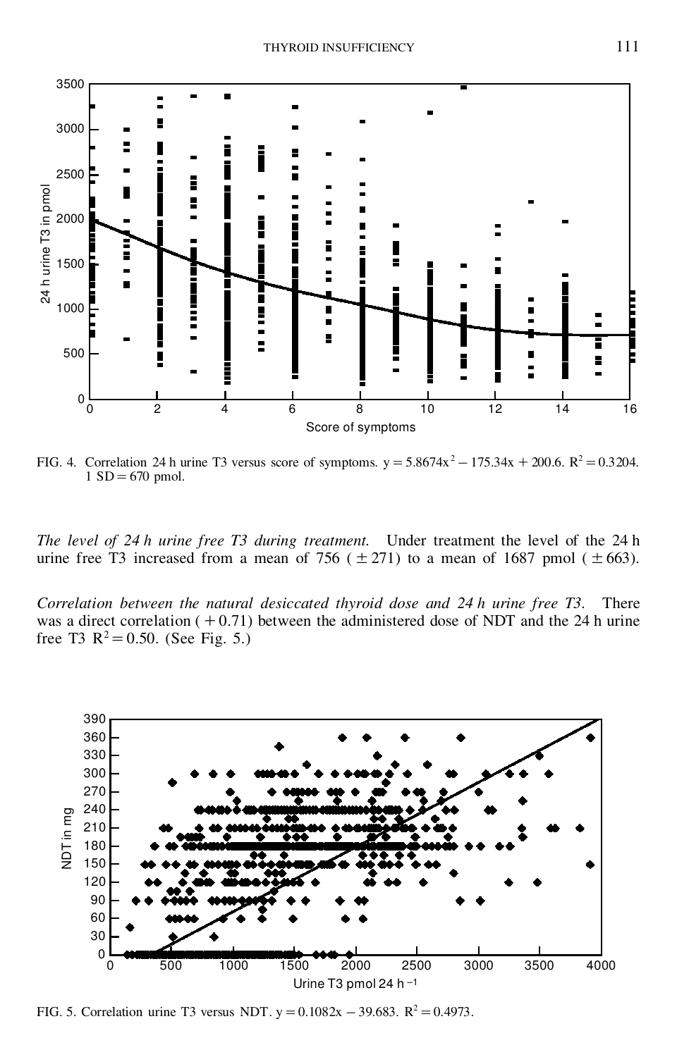FIG. 4. Correlation 24 h urine T3 versus score of symptoms. $y = 5.8674x^2 - 175.34x + 200.6$. $R^2 = 0.3204$. 1 SD = 670 pmol.

*The level of 24 h urine free T3 during treatment.* Under treatment the level of the 24 h urine free T3 increased from a mean of 756 (± 271) to a mean of 1687 pmol (± 663).

*Correlation between the natural desiccated thyroid dose and 24 h urine free T3.* There was a direct correlation (+ 0.71) between the administered dose of NDT and the 24 h urine free T3 $R^2 = 0.50$. (See Fig. 5.)

FIG. 5. Correlation urine T3 versus NDT. $y = 0.1082x - 39.683$. $R^2 = 0.4973$.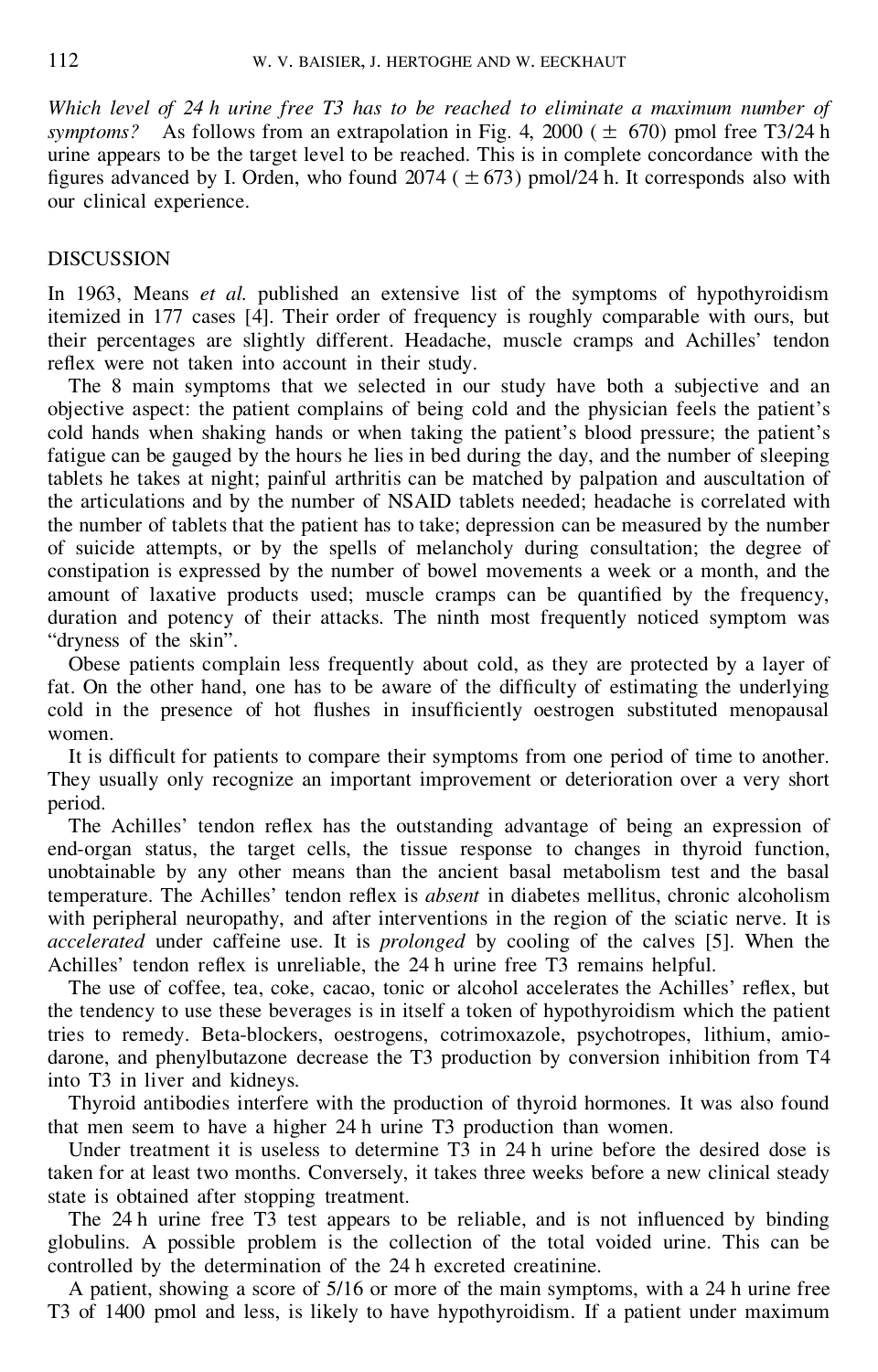*Which level of 24 h urine free T3 has to be reached to eliminate a maximum number of symptoms?* As follows from an extrapolation in Fig. 4, 2000 ( ± 670) pmol free T3/24 h urine appears to be the target level to be reached. This is in complete concordance with the figures advanced by I. Orden, who found 2074 ( ± 673) pmol/24 h. It corresponds also with our clinical experience.

## DISCUSSION

In 1963, Means *et al.* published an extensive list of the symptoms of hypothyroidism itemized in 177 cases [4]. Their order of frequency is roughly comparable with ours, but their percentages are slightly different. Headache, muscle cramps and Achilles' tendon reflex were not taken into account in their study.

The 8 main symptoms that we selected in our study have both a subjective and an objective aspect: the patient complains of being cold and the physician feels the patient's cold hands when shaking hands or when taking the patient's blood pressure; the patient's fatigue can be gauged by the hours he lies in bed during the day, and the number of sleeping tablets he takes at night; painful arthritis can be matched by palpation and auscultation of the articulations and by the number of NSAID tablets needed; headache is correlated with the number of tablets that the patient has to take; depression can be measured by the number of suicide attempts, or by the spells of melancholy during consultation; the degree of constipation is expressed by the number of bowel movements a week or a month, and the amount of laxative products used; muscle cramps can be quantified by the frequency, duration and potency of their attacks. The ninth most frequently noticed symptom was "dryness of the skin".

Obese patients complain less frequently about cold, as they are protected by a layer of fat. On the other hand, one has to be aware of the difficulty of estimating the underlying cold in the presence of hot flushes in insufficiently oestrogen substituted menopausal women.

It is difficult for patients to compare their symptoms from one period of time to another. They usually only recognize an important improvement or deterioration over a very short period.

The Achilles' tendon reflex has the outstanding advantage of being an expression of end-organ status, the target cells, the tissue response to changes in thyroid function, unobtainable by any other means than the ancient basal metabolism test and the basal temperature. The Achilles' tendon reflex is *absent* in diabetes mellitus, chronic alcoholism with peripheral neuropathy, and after interventions in the region of the sciatic nerve. It is *accelerated* under caffeine use. It is *prolonged* by cooling of the calves [5]. When the Achilles' tendon reflex is unreliable, the 24 h urine free T3 remains helpful.

The use of coffee, tea, coke, cacao, tonic or alcohol accelerates the Achilles' reflex, but the tendency to use these beverages is in itself a token of hypothyroidism which the patient tries to remedy. Beta-blockers, oestrogens, cotrimoxazole, psychotropes, lithium, amiodarone, and phenylbutazone decrease the T3 production by conversion inhibition from T4 into T3 in liver and kidneys.

Thyroid antibodies interfere with the production of thyroid hormones. It was also found that men seem to have a higher 24 h urine T3 production than women.

Under treatment it is useless to determine T3 in 24 h urine before the desired dose is taken for at least two months. Conversely, it takes three weeks before a new clinical steady state is obtained after stopping treatment.

The 24 h urine free T3 test appears to be reliable, and is not influenced by binding globulins. A possible problem is the collection of the total voided urine. This can be controlled by the determination of the 24 h excreted creatinine.

A patient, showing a score of 5/16 or more of the main symptoms, with a 24 h urine free T3 of 1400 pmol and less, is likely to have hypothyroidism. If a patient under maximum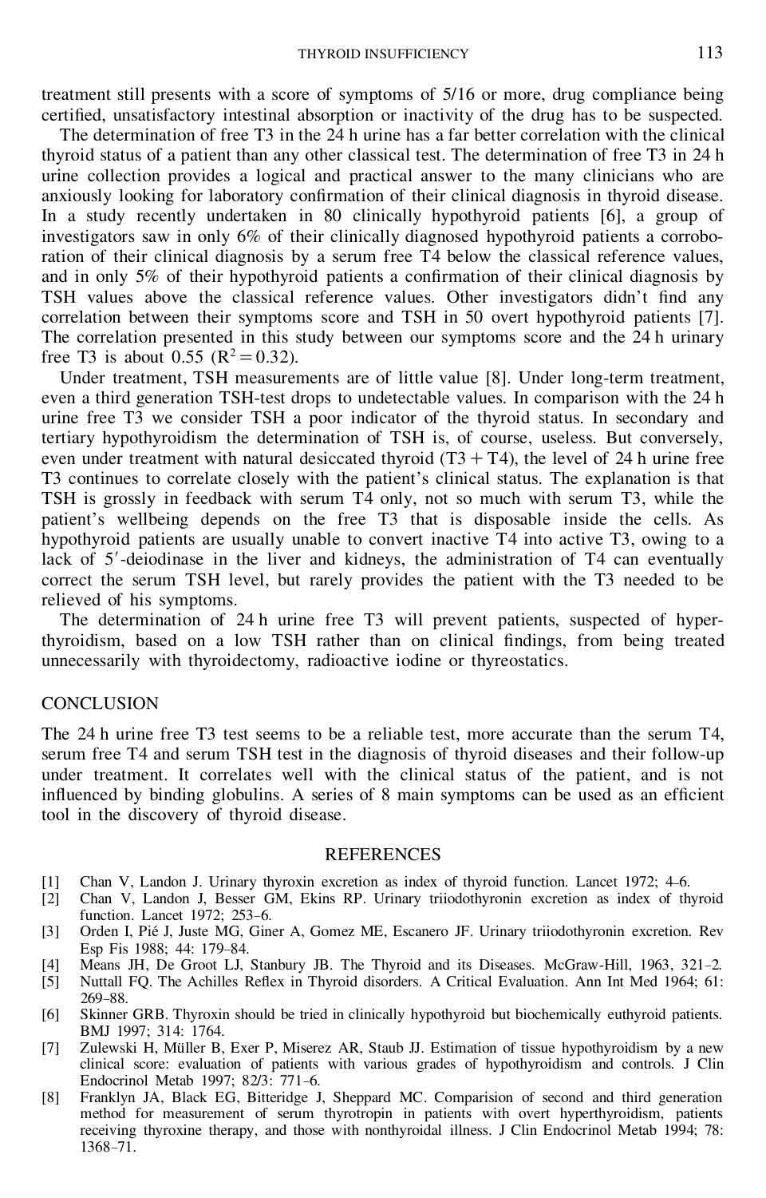treatment still presents with a score of symptoms of 5/16 or more, drug compliance being certified, unsatisfactory intestinal absorption or inactivity of the drug has to be suspected.

The determination of free T3 in the 24 h urine has a far better correlation with the clinical thyroid status of a patient than any other classical test. The determination of free T3 in 24 h urine collection provides a logical and practical answer to the many clinicians who are anxiously looking for laboratory confirmation of their clinical diagnosis in thyroid disease. In a study recently undertaken in 80 clinically hypothyroid patients [6], a group of investigators saw in only 6% of their clinically diagnosed hypothyroid patients a corroboration of their clinical diagnosis by a serum free T4 below the classical reference values, and in only 5% of their hypothyroid patients a confirmation of their clinical diagnosis by TSH values above the classical reference values. Other investigators didn't find any correlation between their symptoms score and TSH in 50 overt hypothyroid patients [7]. The correlation presented in this study between our symptoms score and the 24 h urinary free T3 is about 0.55 ($R^2 = 0.32$).

Under treatment, TSH measurements are of little value [8]. Under long-term treatment, even a third generation TSH-test drops to undetectable values. In comparison with the 24 h urine free T3 we consider TSH a poor indicator of the thyroid status. In secondary and tertiary hypothyroidism the determination of TSH is, of course, useless. But conversely, even under treatment with natural desiccated thyroid (T3 + T4), the level of 24 h urine free T3 continues to correlate closely with the patient's clinical status. The explanation is that TSH is grossly in feedback with serum T4 only, not so much with serum T3, while the patient's wellbeing depends on the free T3 that is disposable inside the cells. As hypothyroid patients are usually unable to convert inactive T4 into active T3, owing to a lack of 5′-deiodinase in the liver and kidneys, the administration of T4 can eventually correct the serum TSH level, but rarely provides the patient with the T3 needed to be relieved of his symptoms.

The determination of 24 h urine free T3 will prevent patients, suspected of hyperthyroidism, based on a low TSH rather than on clinical findings, from being treated unnecessarily with thyroidectomy, radioactive iodine or thyreostatics.

## CONCLUSION

The 24 h urine free T3 test seems to be a reliable test, more accurate than the serum T4, serum free T4 and serum TSH test in the diagnosis of thyroid diseases and their follow-up under treatment. It correlates well with the clinical status of the patient, and is not influenced by binding globulins. A series of 8 main symptoms can be used as an efficient tool in the discovery of thyroid disease.

## REFERENCES

[1] Chan V, Landon J. Urinary thyroxin excretion as index of thyroid function. Lancet 1972; 4–6.

[2] Chan V, Landon J, Besser GM, Ekins RP. Urinary triiodothyronin excretion as index of thyroid function. Lancet 1972; 253–6.

[3] Orden I, Pié J, Juste MG, Giner A, Gomez ME, Escanero JF. Urinary triiodothyronin excretion. Rev Esp Fis 1988; 44: 179–84.

[4] Means JH, De Groot LJ, Stanbury JB. The Thyroid and its Diseases. McGraw-Hill, 1963, 321–2.

[5] Nuttall FQ. The Achilles Reflex in Thyroid disorders. A Critical Evaluation. Ann Int Med 1964; 61: 269–88.

[6] Skinner GRB. Thyroxin should be tried in clinically hypothyroid but biochemically euthyroid patients. BMJ 1997; 314: 1764.

[7] Zulewski H, Müller B, Exer P, Miserez AR, Staub JJ. Estimation of tissue hypothyroidism by a new clinical score: evaluation of patients with various grades of hypothyroidism and controls. J Clin Endocrinol Metab 1997; 82/3: 771–6.

[8] Franklyn JA, Black EG, Bitteridge J, Sheppard MC. Comparision of second and third generation method for measurement of serum thyrotropin in patients with overt hyperthyroidism, patients receiving thyroxine therapy, and those with nonthyroidal illness. J Clin Endocrinol Metab 1994; 78: 1368–71.